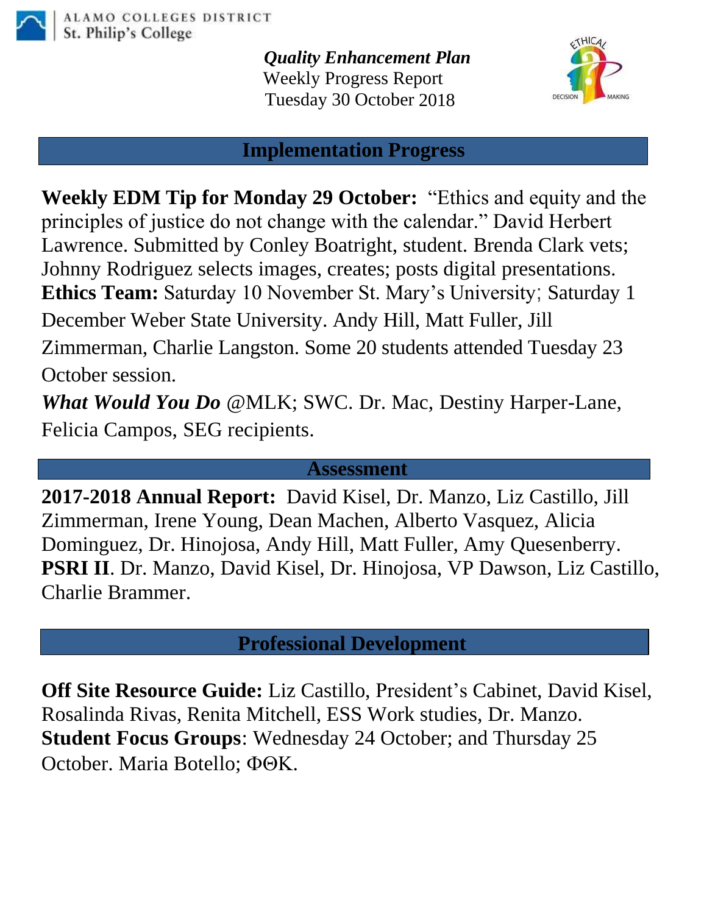ALAMO COLLEGES DISTRICT
St. Philip's College

***Quality Enhancement Plan***
Weekly Progress Report
Tuesday 30 October 2018

## Implementation Progress

**Weekly EDM Tip for Monday 29 October:** "Ethics and equity and the principles of justice do not change with the calendar." David Herbert Lawrence. Submitted by Conley Boatright, student. Brenda Clark vets; Johnny Rodriguez selects images, creates; posts digital presentations.
**Ethics Team:** Saturday 10 November St. Mary's University; Saturday 1 December Weber State University. Andy Hill, Matt Fuller, Jill Zimmerman, Charlie Langston. Some 20 students attended Tuesday 23 October session.
***What Would You Do*** @MLK; SWC. Dr. Mac, Destiny Harper-Lane, Felicia Campos, SEG recipients.

## Assessment

**2017-2018 Annual Report:** David Kisel, Dr. Manzo, Liz Castillo, Jill Zimmerman, Irene Young, Dean Machen, Alberto Vasquez, Alicia Dominguez, Dr. Hinojosa, Andy Hill, Matt Fuller, Amy Quesenberry.
**PSRI II**. Dr. Manzo, David Kisel, Dr. Hinojosa, VP Dawson, Liz Castillo, Charlie Brammer.

## Professional Development

**Off Site Resource Guide:** Liz Castillo, President's Cabinet, David Kisel, Rosalinda Rivas, Renita Mitchell, ESS Work studies, Dr. Manzo.
**Student Focus Groups**: Wednesday 24 October; and Thursday 25 October. Maria Botello; ΦΘΚ.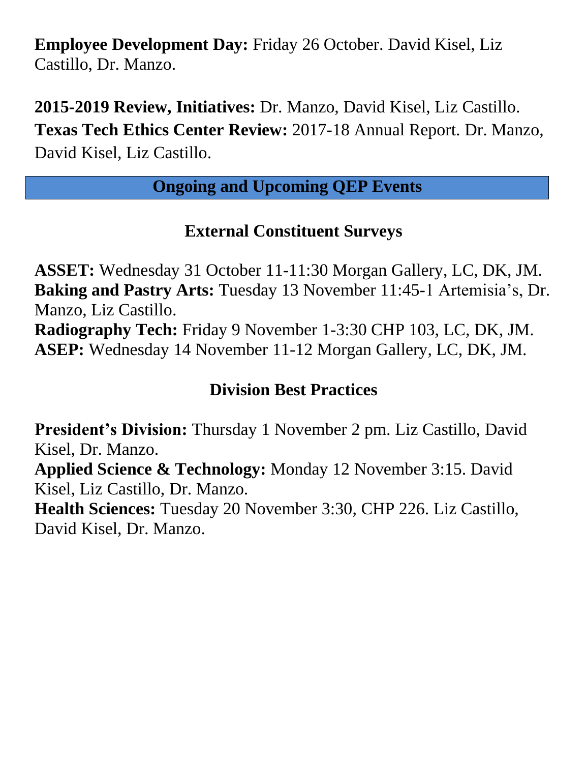**Employee Development Day:** Friday 26 October. David Kisel, Liz Castillo, Dr. Manzo.

**2015-2019 Review, Initiatives:** Dr. Manzo, David Kisel, Liz Castillo.
**Texas Tech Ethics Center Review:** 2017-18 Annual Report. Dr. Manzo, David Kisel, Liz Castillo.

## Ongoing and Upcoming QEP Events

### External Constituent Surveys

**ASSET:** Wednesday 31 October 11-11:30 Morgan Gallery, LC, DK, JM.
**Baking and Pastry Arts:** Tuesday 13 November 11:45-1 Artemisia's, Dr. Manzo, Liz Castillo.
**Radiography Tech:** Friday 9 November 1-3:30 CHP 103, LC, DK, JM.
**ASEP:** Wednesday 14 November 11-12 Morgan Gallery, LC, DK, JM.

### Division Best Practices

**President's Division:** Thursday 1 November 2 pm. Liz Castillo, David Kisel, Dr. Manzo.
**Applied Science & Technology:** Monday 12 November 3:15. David Kisel, Liz Castillo, Dr. Manzo.
**Health Sciences:** Tuesday 20 November 3:30, CHP 226. Liz Castillo, David Kisel, Dr. Manzo.